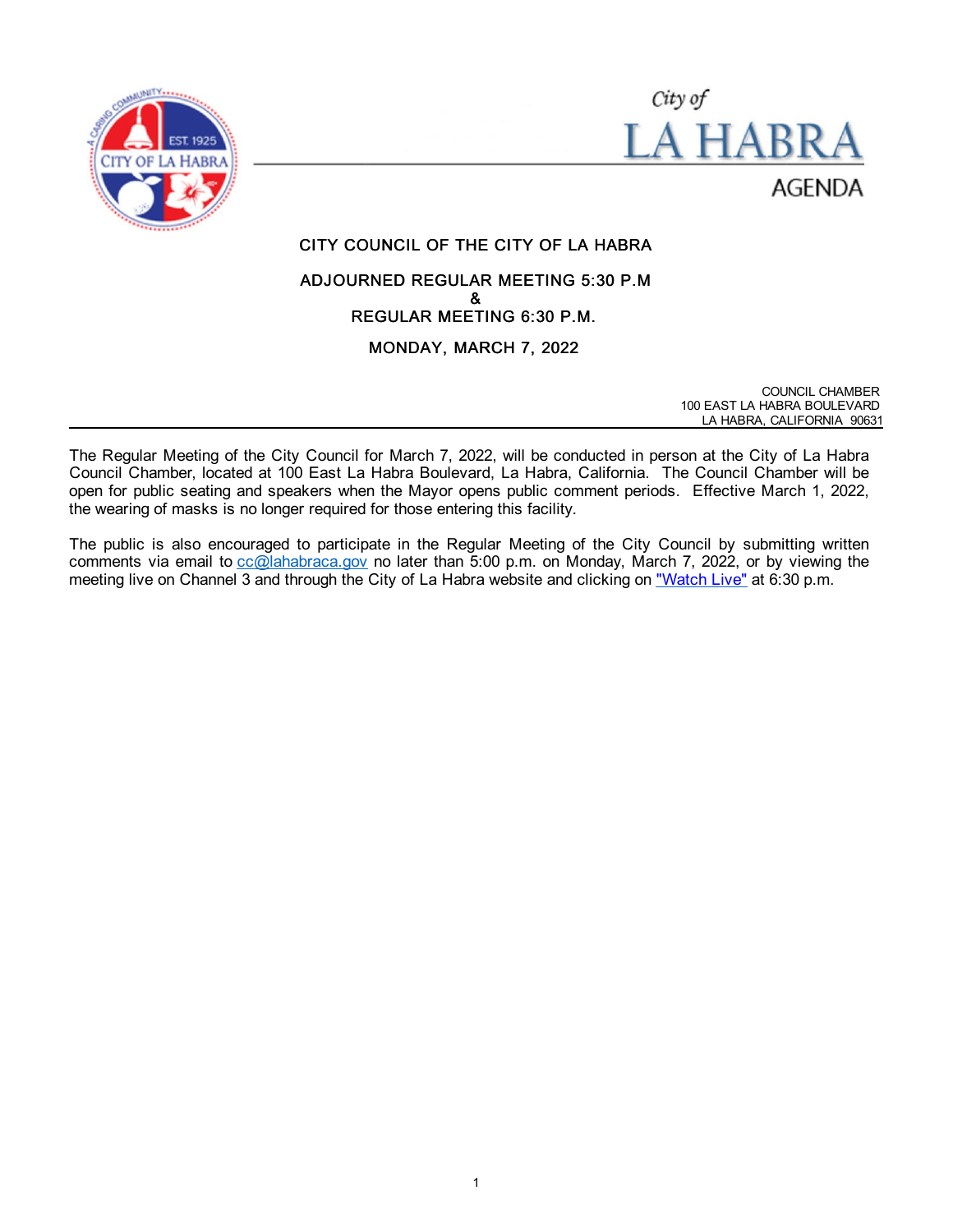City of
# LA HABRA
AGENDA

## CITY COUNCIL OF THE CITY OF LA HABRA

### ADJOURNED REGULAR MEETING 5:30 P.M
### &
### REGULAR MEETING 6:30 P.M.

### MONDAY, MARCH 7, 2022

COUNCIL CHAMBER
100 EAST LA HABRA BOULEVARD
LA HABRA, CALIFORNIA 90631

---

The Regular Meeting of the City Council for March 7, 2022, will be conducted in person at the City of La Habra Council Chamber, located at 100 East La Habra Boulevard, La Habra, California. The Council Chamber will be open for public seating and speakers when the Mayor opens public comment periods. Effective March 1, 2022, the wearing of masks is no longer required for those entering this facility.

The public is also encouraged to participate in the Regular Meeting of the City Council by submitting written comments via email to cc@lahabraca.gov no later than 5:00 p.m. on Monday, March 7, 2022, or by viewing the meeting live on Channel 3 and through the City of La Habra website and clicking on "Watch Live" at 6:30 p.m.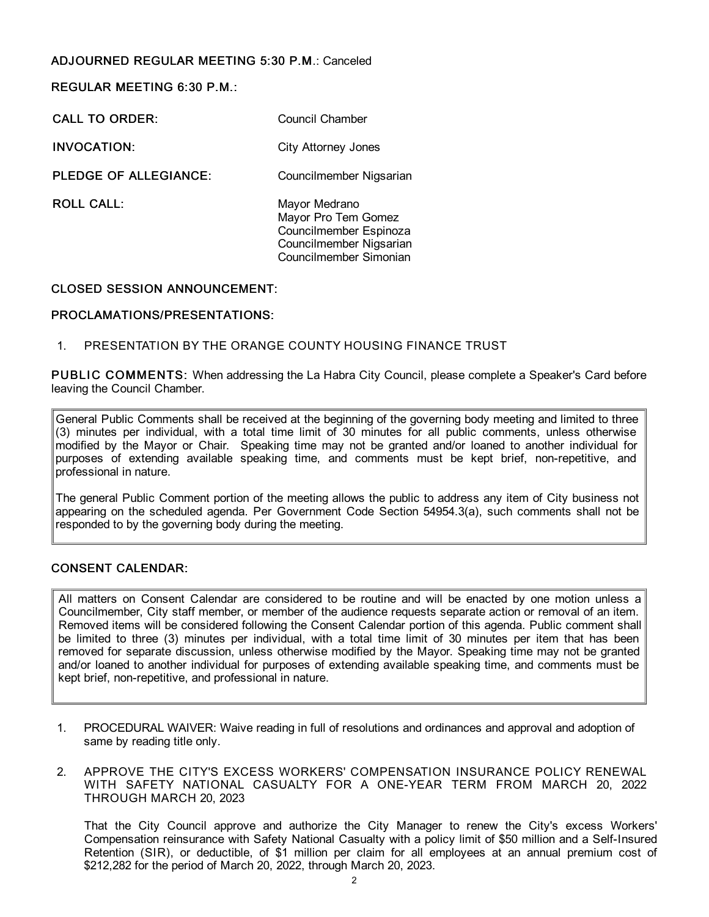**ADJOURNED REGULAR MEETING 5:30 P.M.**: Canceled

**REGULAR MEETING 6:30 P.M.:**

| | |
|---|---|
| **CALL TO ORDER:** | Council Chamber |
| **INVOCATION:** | City Attorney Jones |
| **PLEDGE OF ALLEGIANCE:** | Councilmember Nigsarian |
| **ROLL CALL:** | Mayor Medrano<br>Mayor Pro Tem Gomez<br>Councilmember Espinoza<br>Councilmember Nigsarian<br>Councilmember Simonian |

**CLOSED SESSION ANNOUNCEMENT:**

**PROCLAMATIONS/PRESENTATIONS:**

1. PRESENTATION BY THE ORANGE COUNTY HOUSING FINANCE TRUST

**PUBLIC COMMENTS:** When addressing the La Habra City Council, please complete a Speaker's Card before leaving the Council Chamber.

> General Public Comments shall be received at the beginning of the governing body meeting and limited to three (3) minutes per individual, with a total time limit of 30 minutes for all public comments, unless otherwise modified by the Mayor or Chair. Speaking time may not be granted and/or loaned to another individual for purposes of extending available speaking time, and comments must be kept brief, non-repetitive, and professional in nature.
>
> The general Public Comment portion of the meeting allows the public to address any item of City business not appearing on the scheduled agenda. Per Government Code Section 54954.3(a), such comments shall not be responded to by the governing body during the meeting.

**CONSENT CALENDAR:**

> All matters on Consent Calendar are considered to be routine and will be enacted by one motion unless a Councilmember, City staff member, or member of the audience requests separate action or removal of an item. Removed items will be considered following the Consent Calendar portion of this agenda. Public comment shall be limited to three (3) minutes per individual, with a total time limit of 30 minutes per item that has been removed for separate discussion, unless otherwise modified by the Mayor. Speaking time may not be granted and/or loaned to another individual for purposes of extending available speaking time, and comments must be kept brief, non-repetitive, and professional in nature.

1. PROCEDURAL WAIVER: Waive reading in full of resolutions and ordinances and approval and adoption of same by reading title only.

2. APPROVE THE CITY'S EXCESS WORKERS' COMPENSATION INSURANCE POLICY RENEWAL WITH SAFETY NATIONAL CASUALTY FOR A ONE-YEAR TERM FROM MARCH 20, 2022 THROUGH MARCH 20, 2023

   That the City Council approve and authorize the City Manager to renew the City's excess Workers' Compensation reinsurance with Safety National Casualty with a policy limit of $50 million and a Self-Insured Retention (SIR), or deductible, of $1 million per claim for all employees at an annual premium cost of $212,282 for the period of March 20, 2022, through March 20, 2023.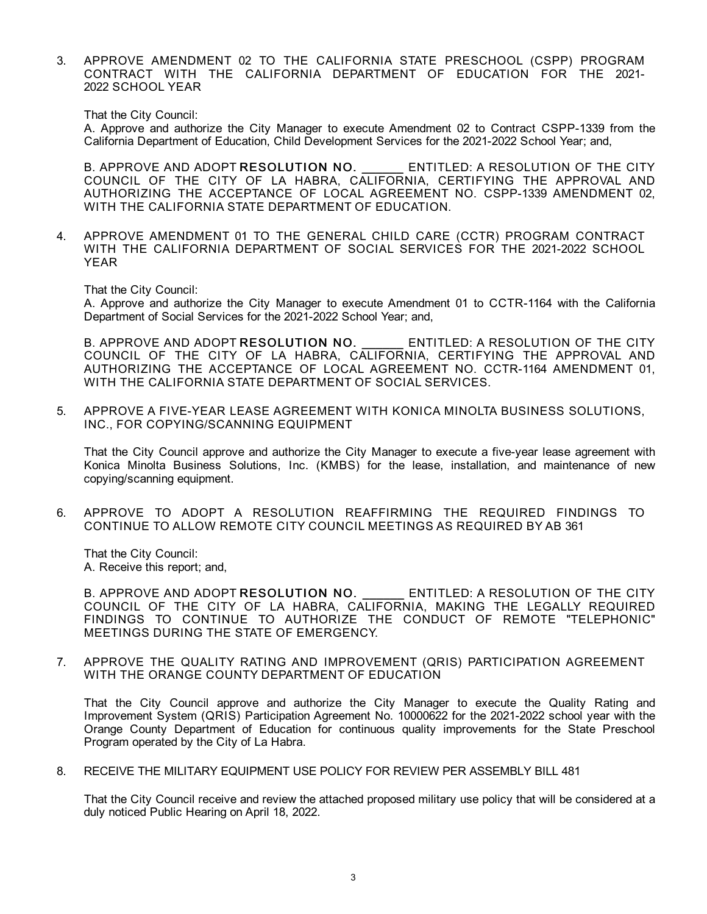3. APPROVE AMENDMENT 02 TO THE CALIFORNIA STATE PRESCHOOL (CSPP) PROGRAM CONTRACT WITH THE CALIFORNIA DEPARTMENT OF EDUCATION FOR THE 2021-2022 SCHOOL YEAR

   That the City Council:
   A. Approve and authorize the City Manager to execute Amendment 02 to Contract CSPP-1339 from the California Department of Education, Child Development Services for the 2021-2022 School Year; and,

   B. APPROVE AND ADOPT **RESOLUTION NO. ______** ENTITLED: A RESOLUTION OF THE CITY COUNCIL OF THE CITY OF LA HABRA, CALIFORNIA, CERTIFYING THE APPROVAL AND AUTHORIZING THE ACCEPTANCE OF LOCAL AGREEMENT NO. CSPP-1339 AMENDMENT 02, WITH THE CALIFORNIA STATE DEPARTMENT OF EDUCATION.

4. APPROVE AMENDMENT 01 TO THE GENERAL CHILD CARE (CCTR) PROGRAM CONTRACT WITH THE CALIFORNIA DEPARTMENT OF SOCIAL SERVICES FOR THE 2021-2022 SCHOOL YEAR

   That the City Council:
   A. Approve and authorize the City Manager to execute Amendment 01 to CCTR-1164 with the California Department of Social Services for the 2021-2022 School Year; and,

   B. APPROVE AND ADOPT **RESOLUTION NO. ______** ENTITLED: A RESOLUTION OF THE CITY COUNCIL OF THE CITY OF LA HABRA, CALIFORNIA, CERTIFYING THE APPROVAL AND AUTHORIZING THE ACCEPTANCE OF LOCAL AGREEMENT NO. CCTR-1164 AMENDMENT 01, WITH THE CALIFORNIA STATE DEPARTMENT OF SOCIAL SERVICES.

5. APPROVE A FIVE-YEAR LEASE AGREEMENT WITH KONICA MINOLTA BUSINESS SOLUTIONS, INC., FOR COPYING/SCANNING EQUIPMENT

   That the City Council approve and authorize the City Manager to execute a five-year lease agreement with Konica Minolta Business Solutions, Inc. (KMBS) for the lease, installation, and maintenance of new copying/scanning equipment.

6. APPROVE TO ADOPT A RESOLUTION REAFFIRMING THE REQUIRED FINDINGS TO CONTINUE TO ALLOW REMOTE CITY COUNCIL MEETINGS AS REQUIRED BY AB 361

   That the City Council:
   A. Receive this report; and,

   B. APPROVE AND ADOPT **RESOLUTION NO. ______** ENTITLED: A RESOLUTION OF THE CITY COUNCIL OF THE CITY OF LA HABRA, CALIFORNIA, MAKING THE LEGALLY REQUIRED FINDINGS TO CONTINUE TO AUTHORIZE THE CONDUCT OF REMOTE "TELEPHONIC" MEETINGS DURING THE STATE OF EMERGENCY.

7. APPROVE THE QUALITY RATING AND IMPROVEMENT (QRIS) PARTICIPATION AGREEMENT WITH THE ORANGE COUNTY DEPARTMENT OF EDUCATION

   That the City Council approve and authorize the City Manager to execute the Quality Rating and Improvement System (QRIS) Participation Agreement No. 10000622 for the 2021-2022 school year with the Orange County Department of Education for continuous quality improvements for the State Preschool Program operated by the City of La Habra.

8. RECEIVE THE MILITARY EQUIPMENT USE POLICY FOR REVIEW PER ASSEMBLY BILL 481

   That the City Council receive and review the attached proposed military use policy that will be considered at a duly noticed Public Hearing on April 18, 2022.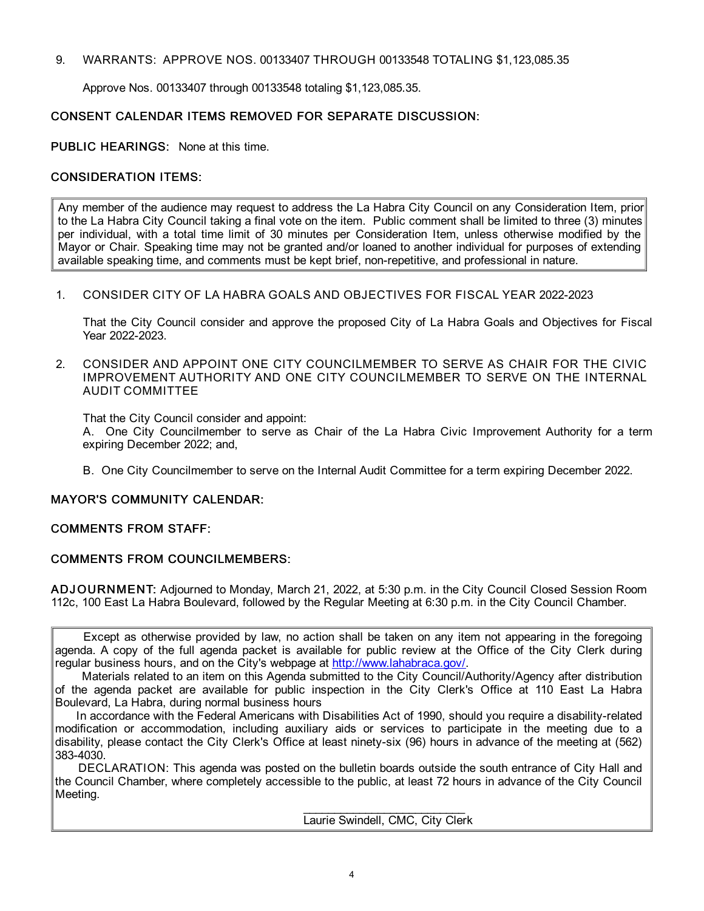9. WARRANTS: APPROVE NOS. 00133407 THROUGH 00133548 TOTALING $1,123,085.35

   Approve Nos. 00133407 through 00133548 totaling $1,123,085.35.

### CONSENT CALENDAR ITEMS REMOVED FOR SEPARATE DISCUSSION:

### PUBLIC HEARINGS: None at this time.

### CONSIDERATION ITEMS:

> Any member of the audience may request to address the La Habra City Council on any Consideration Item, prior to the La Habra City Council taking a final vote on the item. Public comment shall be limited to three (3) minutes per individual, with a total time limit of 30 minutes per Consideration Item, unless otherwise modified by the Mayor or Chair. Speaking time may not be granted and/or loaned to another individual for purposes of extending available speaking time, and comments must be kept brief, non-repetitive, and professional in nature.

1. CONSIDER CITY OF LA HABRA GOALS AND OBJECTIVES FOR FISCAL YEAR 2022-2023

   That the City Council consider and approve the proposed City of La Habra Goals and Objectives for Fiscal Year 2022-2023.

2. CONSIDER AND APPOINT ONE CITY COUNCILMEMBER TO SERVE AS CHAIR FOR THE CIVIC IMPROVEMENT AUTHORITY AND ONE CITY COUNCILMEMBER TO SERVE ON THE INTERNAL AUDIT COMMITTEE

   That the City Council consider and appoint:
   A. One City Councilmember to serve as Chair of the La Habra Civic Improvement Authority for a term expiring December 2022; and,

   B. One City Councilmember to serve on the Internal Audit Committee for a term expiring December 2022.

### MAYOR'S COMMUNITY CALENDAR:

### COMMENTS FROM STAFF:

### COMMENTS FROM COUNCILMEMBERS:

**ADJOURNMENT:** Adjourned to Monday, March 21, 2022, at 5:30 p.m. in the City Council Closed Session Room 112c, 100 East La Habra Boulevard, followed by the Regular Meeting at 6:30 p.m. in the City Council Chamber.

> Except as otherwise provided by law, no action shall be taken on any item not appearing in the foregoing agenda. A copy of the full agenda packet is available for public review at the Office of the City Clerk during regular business hours, and on the City's webpage at http://www.lahabraca.gov/.
>
> Materials related to an item on this Agenda submitted to the City Council/Authority/Agency after distribution of the agenda packet are available for public inspection in the City Clerk's Office at 110 East La Habra Boulevard, La Habra, during normal business hours
>
> In accordance with the Federal Americans with Disabilities Act of 1990, should you require a disability-related modification or accommodation, including auxiliary aids or services to participate in the meeting due to a disability, please contact the City Clerk's Office at least ninety-six (96) hours in advance of the meeting at (562) 383-4030.
>
> DECLARATION: This agenda was posted on the bulletin boards outside the south entrance of City Hall and the Council Chamber, where completely accessible to the public, at least 72 hours in advance of the City Council Meeting.
>
> \_\_\_\_\_\_\_\_\_\_\_\_\_\_\_\_\_\_\_\_\_\_\_\_\_\_\_
>
> Laurie Swindell, CMC, City Clerk